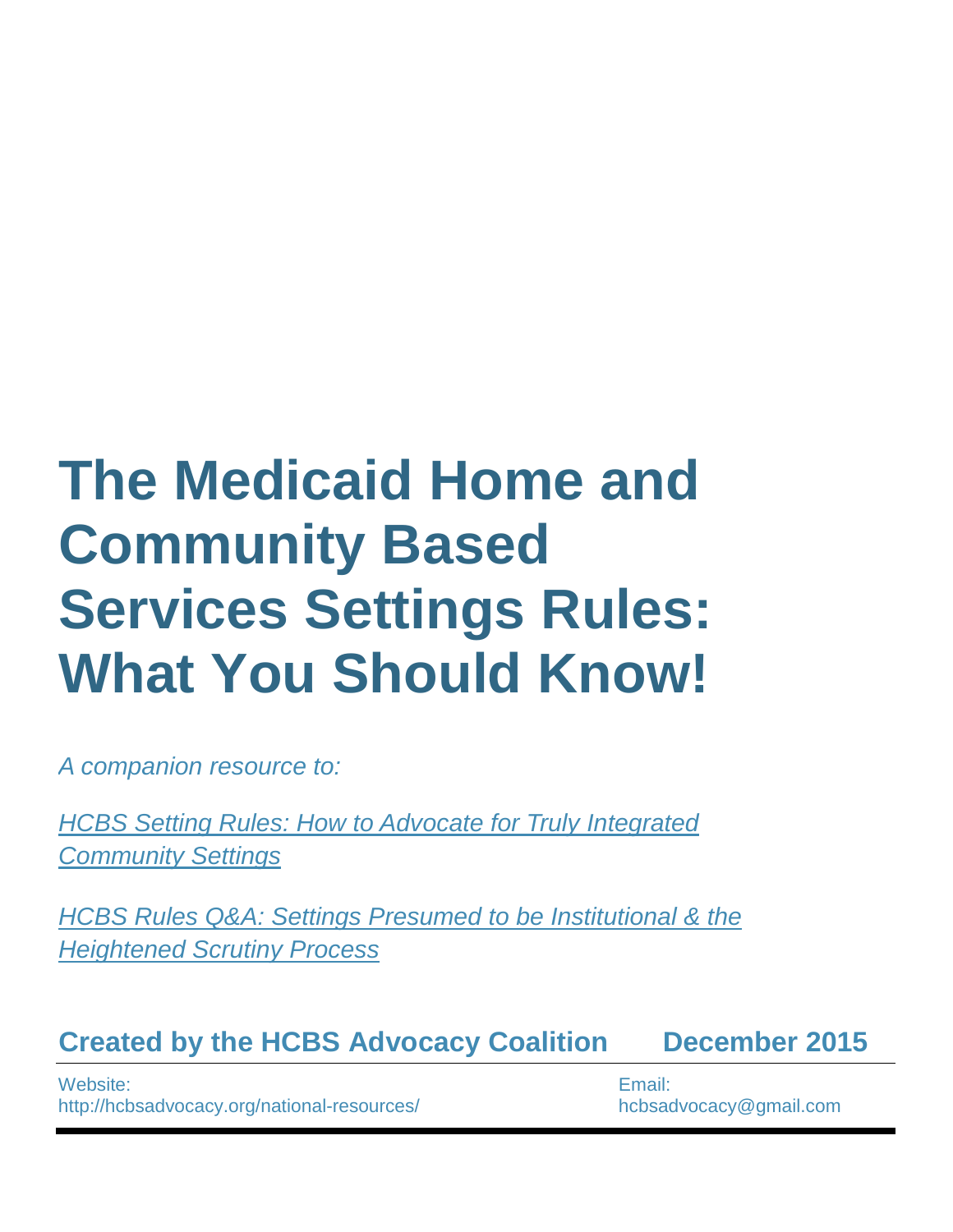# The Medicaid Home and Community Based Services Settings Rules: What You Should Know!

*A companion resource to:*

*HCBS Setting Rules: How to Advocate for Truly Integrated Community Settings*

*HCBS Rules Q&A: Settings Presumed to be Institutional & the Heightened Scrutiny Process*

**Created by the HCBS Advocacy Coalition December 2015**

Website:
http://hcbsadvocacy.org/national-resources/

Email:
hcbsadvocacy@gmail.com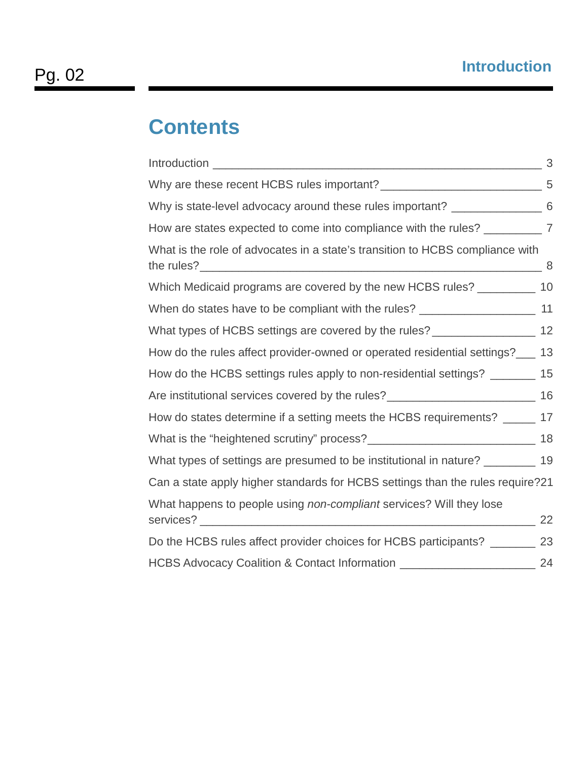# Contents

| | |
|---|---|
| Introduction | 3 |
| Why are these recent HCBS rules important? | 5 |
| Why is state-level advocacy around these rules important? | 6 |
| How are states expected to come into compliance with the rules? | 7 |
| What is the role of advocates in a state's transition to HCBS compliance with the rules? | 8 |
| Which Medicaid programs are covered by the new HCBS rules? | 10 |
| When do states have to be compliant with the rules? | 11 |
| What types of HCBS settings are covered by the rules? | 12 |
| How do the rules affect provider-owned or operated residential settings? | 13 |
| How do the HCBS settings rules apply to non-residential settings? | 15 |
| Are institutional services covered by the rules? | 16 |
| How do states determine if a setting meets the HCBS requirements? | 17 |
| What is the "heightened scrutiny" process? | 18 |
| What types of settings are presumed to be institutional in nature? | 19 |
| Can a state apply higher standards for HCBS settings than the rules require? | 21 |
| What happens to people using *non-compliant* services? Will they lose services? | 22 |
| Do the HCBS rules affect provider choices for HCBS participants? | 23 |
| HCBS Advocacy Coalition & Contact Information | 24 |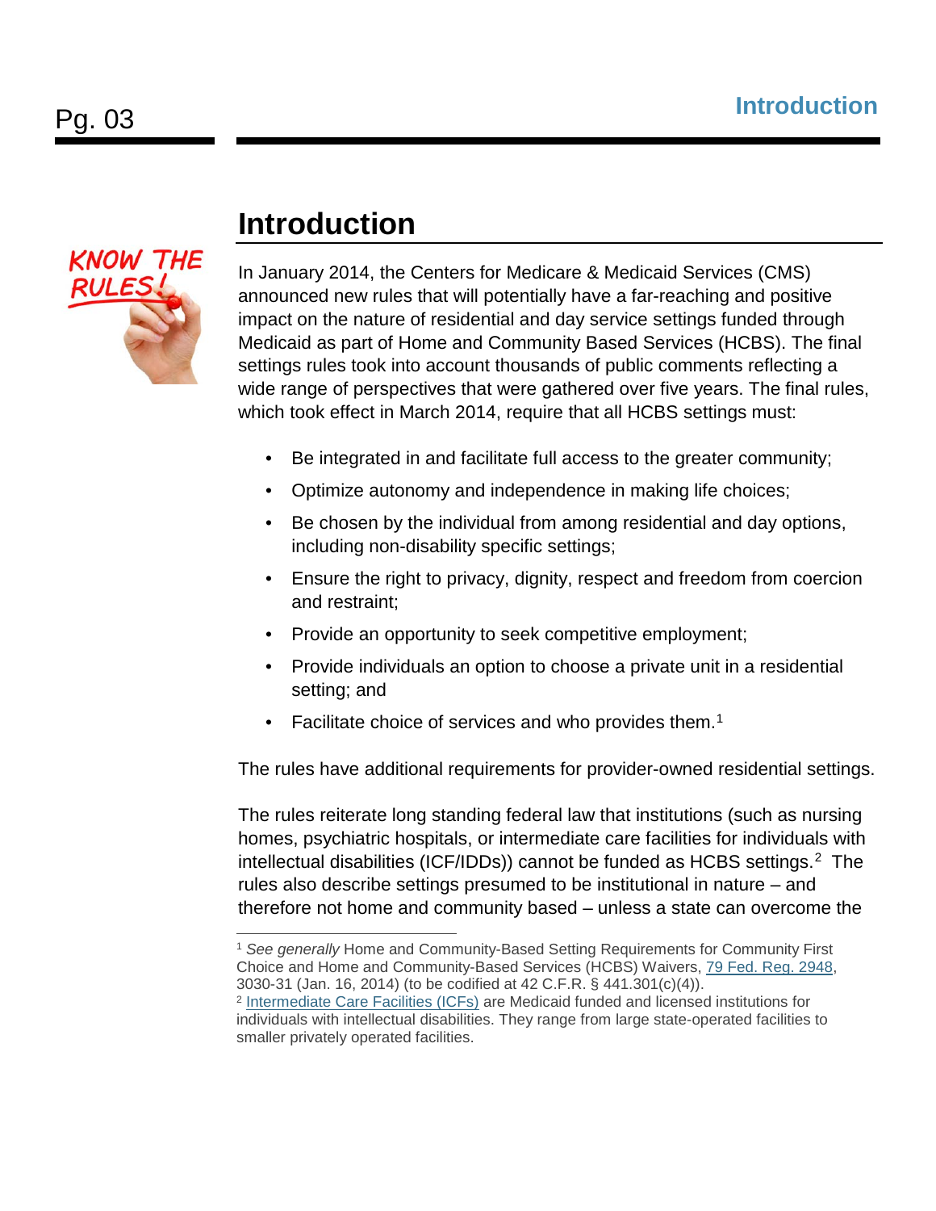# Introduction

In January 2014, the Centers for Medicare & Medicaid Services (CMS) announced new rules that will potentially have a far-reaching and positive impact on the nature of residential and day service settings funded through Medicaid as part of Home and Community Based Services (HCBS). The final settings rules took into account thousands of public comments reflecting a wide range of perspectives that were gathered over five years. The final rules, which took effect in March 2014, require that all HCBS settings must:

- Be integrated in and facilitate full access to the greater community;
- Optimize autonomy and independence in making life choices;
- Be chosen by the individual from among residential and day options, including non-disability specific settings;
- Ensure the right to privacy, dignity, respect and freedom from coercion and restraint;
- Provide an opportunity to seek competitive employment;
- Provide individuals an option to choose a private unit in a residential setting; and
- Facilitate choice of services and who provides them.[1]

The rules have additional requirements for provider-owned residential settings.

The rules reiterate long standing federal law that institutions (such as nursing homes, psychiatric hospitals, or intermediate care facilities for individuals with intellectual disabilities (ICF/IDDs)) cannot be funded as HCBS settings.[2] The rules also describe settings presumed to be institutional in nature – and therefore not home and community based – unless a state can overcome the

---

[1] *See generally* Home and Community-Based Setting Requirements for Community First Choice and Home and Community-Based Services (HCBS) Waivers, 79 Fed. Reg. 2948, 3030-31 (Jan. 16, 2014) (to be codified at 42 C.F.R. § 441.301(c)(4)).

[2] Intermediate Care Facilities (ICFs) are Medicaid funded and licensed institutions for individuals with intellectual disabilities. They range from large state-operated facilities to smaller privately operated facilities.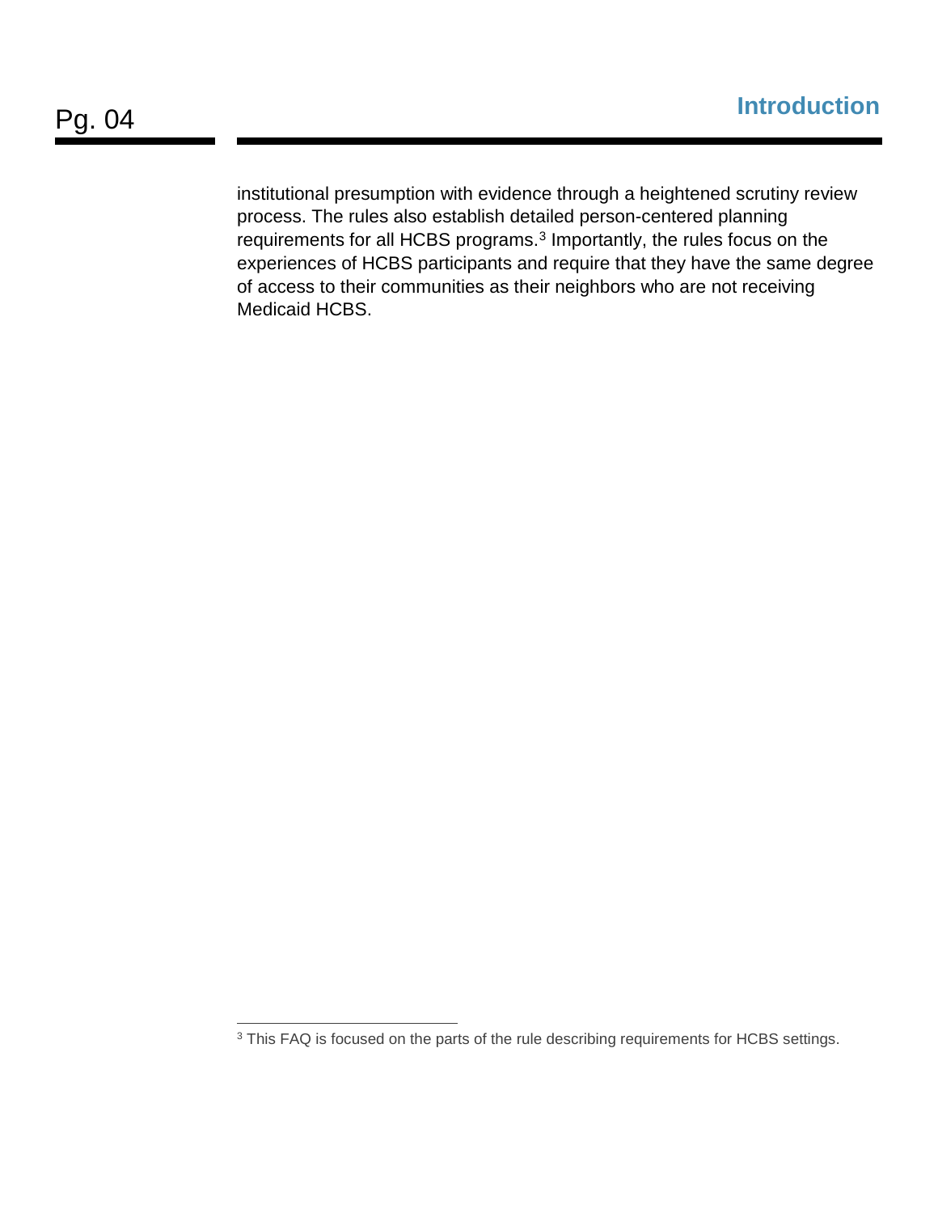institutional presumption with evidence through a heightened scrutiny review process. The rules also establish detailed person-centered planning requirements for all HCBS programs.[3] Importantly, the rules focus on the experiences of HCBS participants and require that they have the same degree of access to their communities as their neighbors who are not receiving Medicaid HCBS.

[3] This FAQ is focused on the parts of the rule describing requirements for HCBS settings.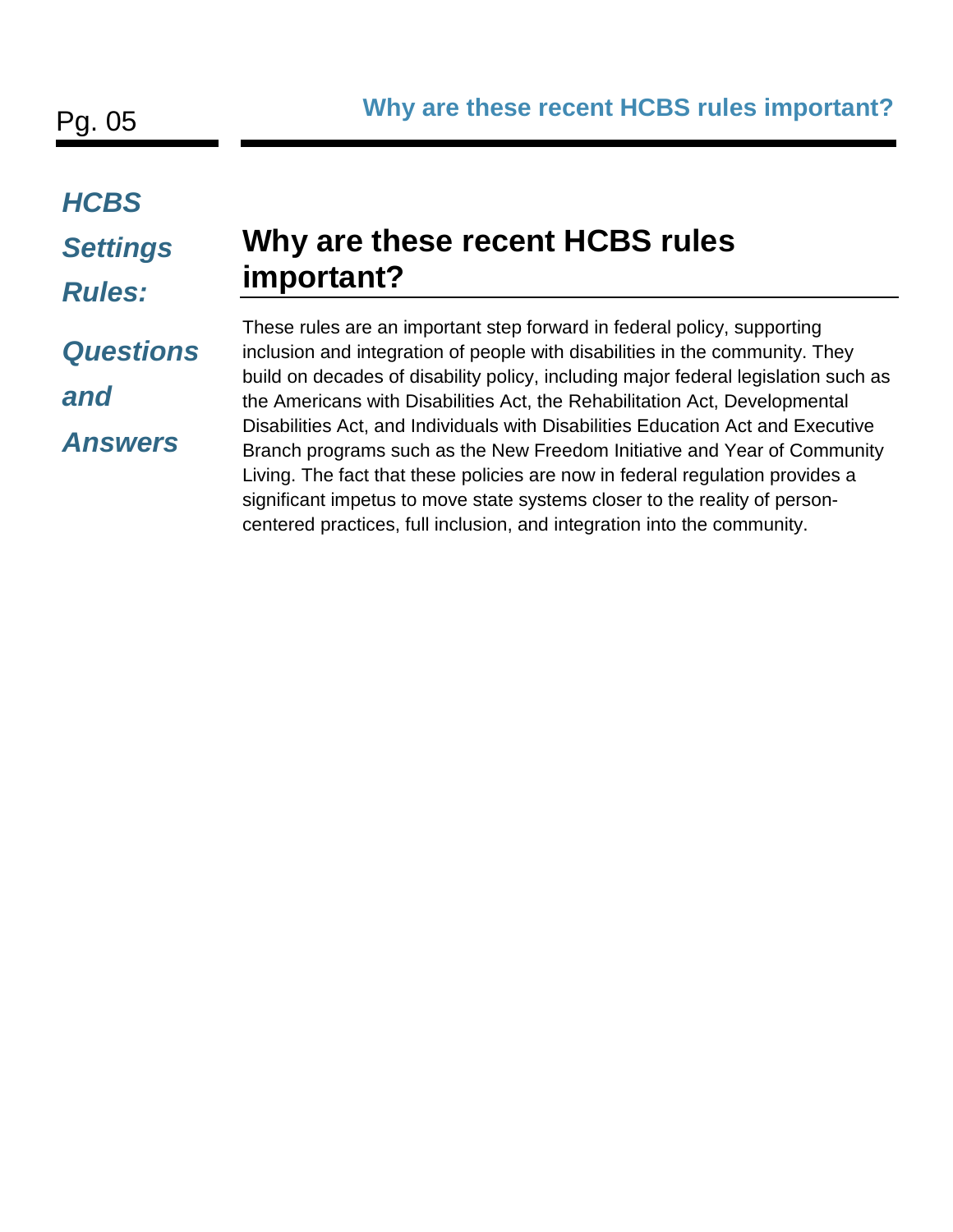## Why are these recent HCBS rules important?

These rules are an important step forward in federal policy, supporting inclusion and integration of people with disabilities in the community. They build on decades of disability policy, including major federal legislation such as the Americans with Disabilities Act, the Rehabilitation Act, Developmental Disabilities Act, and Individuals with Disabilities Education Act and Executive Branch programs such as the New Freedom Initiative and Year of Community Living. The fact that these policies are now in federal regulation provides a significant impetus to move state systems closer to the reality of person-centered practices, full inclusion, and integration into the community.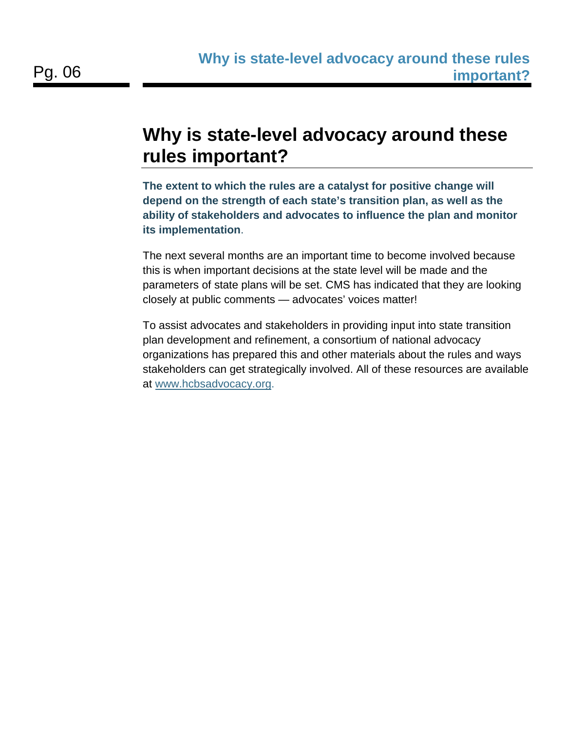# Why is state-level advocacy around these rules important?

**The extent to which the rules are a catalyst for positive change will depend on the strength of each state's transition plan, as well as the ability of stakeholders and advocates to influence the plan and monitor its implementation**.

The next several months are an important time to become involved because this is when important decisions at the state level will be made and the parameters of state plans will be set. CMS has indicated that they are looking closely at public comments — advocates' voices matter!

To assist advocates and stakeholders in providing input into state transition plan development and refinement, a consortium of national advocacy organizations has prepared this and other materials about the rules and ways stakeholders can get strategically involved. All of these resources are available at [www.hcbsadvocacy.org](http://www.hcbsadvocacy.org).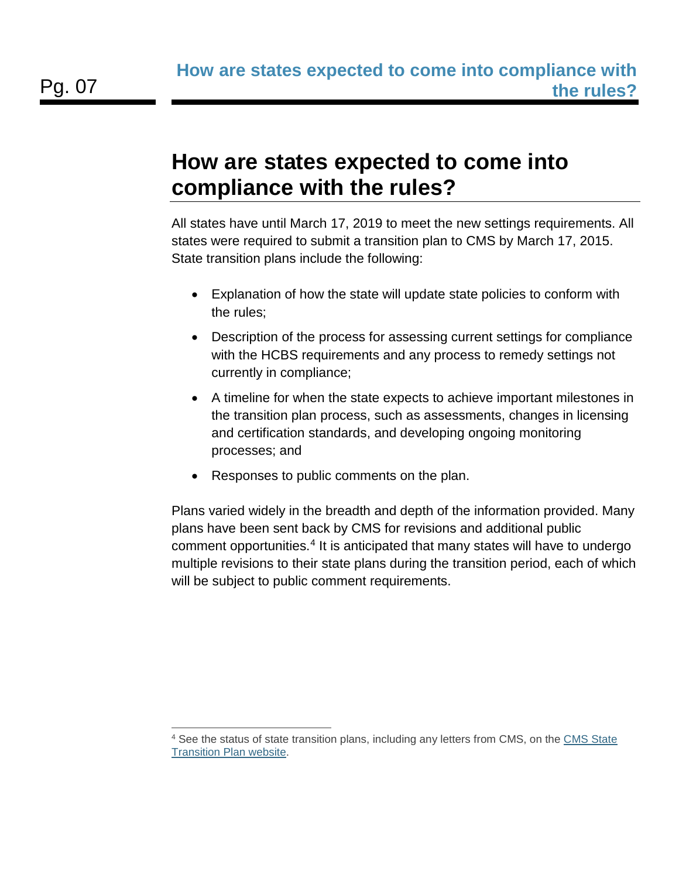# How are states expected to come into compliance with the rules?

All states have until March 17, 2019 to meet the new settings requirements. All states were required to submit a transition plan to CMS by March 17, 2015. State transition plans include the following:

- Explanation of how the state will update state policies to conform with the rules;
- Description of the process for assessing current settings for compliance with the HCBS requirements and any process to remedy settings not currently in compliance;
- A timeline for when the state expects to achieve important milestones in the transition plan process, such as assessments, changes in licensing and certification standards, and developing ongoing monitoring processes; and
- Responses to public comments on the plan.

Plans varied widely in the breadth and depth of the information provided. Many plans have been sent back by CMS for revisions and additional public comment opportunities.[4] It is anticipated that many states will have to undergo multiple revisions to their state plans during the transition period, each of which will be subject to public comment requirements.

---

[4] See the status of state transition plans, including any letters from CMS, on the CMS State Transition Plan website.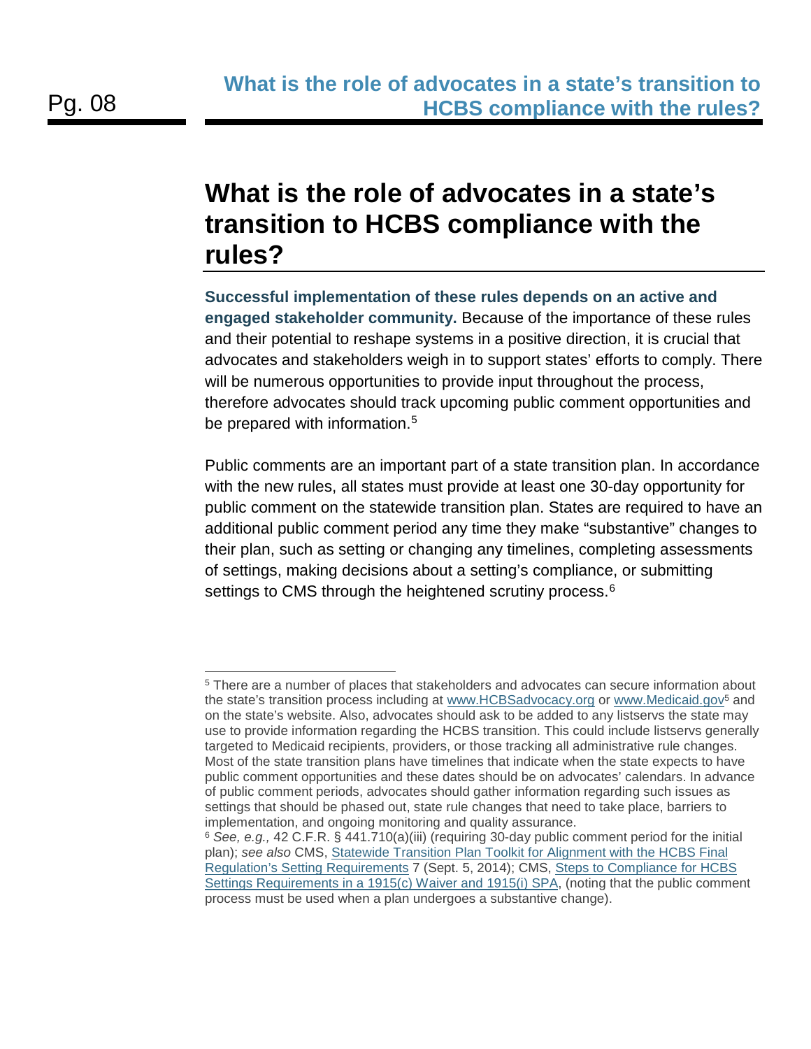# What is the role of advocates in a state's transition to HCBS compliance with the rules?

**Successful implementation of these rules depends on an active and engaged stakeholder community.** Because of the importance of these rules and their potential to reshape systems in a positive direction, it is crucial that advocates and stakeholders weigh in to support states' efforts to comply. There will be numerous opportunities to provide input throughout the process, therefore advocates should track upcoming public comment opportunities and be prepared with information.[5]

Public comments are an important part of a state transition plan. In accordance with the new rules, all states must provide at least one 30-day opportunity for public comment on the statewide transition plan. States are required to have an additional public comment period any time they make "substantive" changes to their plan, such as setting or changing any timelines, completing assessments of settings, making decisions about a setting's compliance, or submitting settings to CMS through the heightened scrutiny process.[6]

---

[5] There are a number of places that stakeholders and advocates can secure information about the state's transition process including at www.HCBSadvocacy.org or www.Medicaid.gov[5] and on the state's website. Also, advocates should ask to be added to any listservs the state may use to provide information regarding the HCBS transition. This could include listservs generally targeted to Medicaid recipients, providers, or those tracking all administrative rule changes. Most of the state transition plans have timelines that indicate when the state expects to have public comment opportunities and these dates should be on advocates' calendars. In advance of public comment periods, advocates should gather information regarding such issues as settings that should be phased out, state rule changes that need to take place, barriers to implementation, and ongoing monitoring and quality assurance.

[6] *See, e.g.,* 42 C.F.R. § 441.710(a)(iii) (requiring 30-day public comment period for the initial plan); *see also* CMS, Statewide Transition Plan Toolkit for Alignment with the HCBS Final Regulation's Setting Requirements 7 (Sept. 5, 2014); CMS, Steps to Compliance for HCBS Settings Requirements in a 1915(c) Waiver and 1915(i) SPA, (noting that the public comment process must be used when a plan undergoes a substantive change).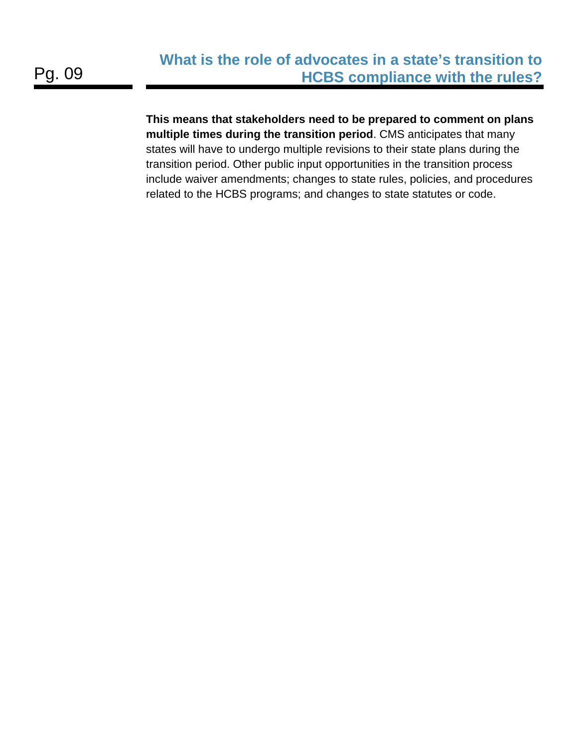## What is the role of advocates in a state's transition to HCBS compliance with the rules?

**This means that stakeholders need to be prepared to comment on plans multiple times during the transition period**. CMS anticipates that many states will have to undergo multiple revisions to their state plans during the transition period. Other public input opportunities in the transition process include waiver amendments; changes to state rules, policies, and procedures related to the HCBS programs; and changes to state statutes or code.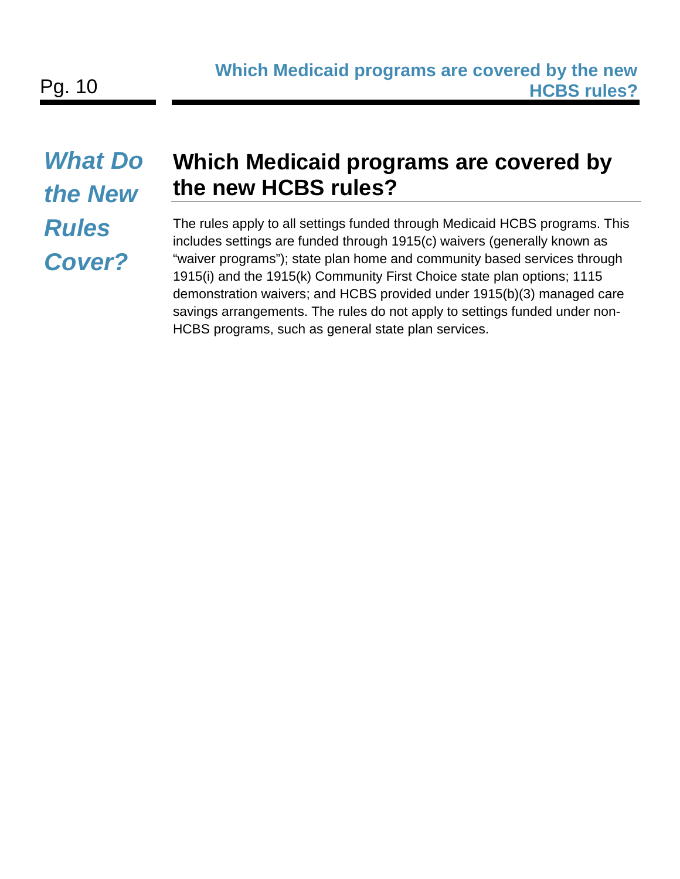*What Do the New Rules Cover?*

## Which Medicaid programs are covered by the new HCBS rules?

The rules apply to all settings funded through Medicaid HCBS programs. This includes settings are funded through 1915(c) waivers (generally known as "waiver programs"); state plan home and community based services through 1915(i) and the 1915(k) Community First Choice state plan options; 1115 demonstration waivers; and HCBS provided under 1915(b)(3) managed care savings arrangements. The rules do not apply to settings funded under non-HCBS programs, such as general state plan services.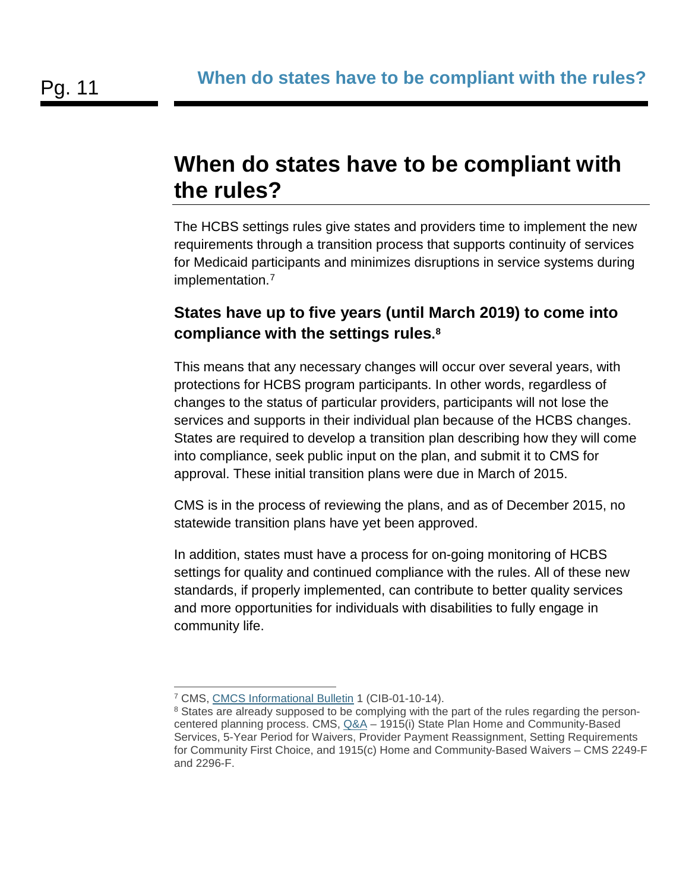# When do states have to be compliant with the rules?

The HCBS settings rules give states and providers time to implement the new requirements through a transition process that supports continuity of services for Medicaid participants and minimizes disruptions in service systems during implementation.[7]

## States have up to five years (until March 2019) to come into compliance with the settings rules.[8]

This means that any necessary changes will occur over several years, with protections for HCBS program participants. In other words, regardless of changes to the status of particular providers, participants will not lose the services and supports in their individual plan because of the HCBS changes. States are required to develop a transition plan describing how they will come into compliance, seek public input on the plan, and submit it to CMS for approval. These initial transition plans were due in March of 2015.

CMS is in the process of reviewing the plans, and as of December 2015, no statewide transition plans have yet been approved.

In addition, states must have a process for on-going monitoring of HCBS settings for quality and continued compliance with the rules. All of these new standards, if properly implemented, can contribute to better quality services and more opportunities for individuals with disabilities to fully engage in community life.

---

[7] CMS, CMCS Informational Bulletin 1 (CIB-01-10-14).

[8] States are already supposed to be complying with the part of the rules regarding the person-centered planning process. CMS, Q&A – 1915(i) State Plan Home and Community-Based Services, 5-Year Period for Waivers, Provider Payment Reassignment, Setting Requirements for Community First Choice, and 1915(c) Home and Community-Based Waivers – CMS 2249-F and 2296-F.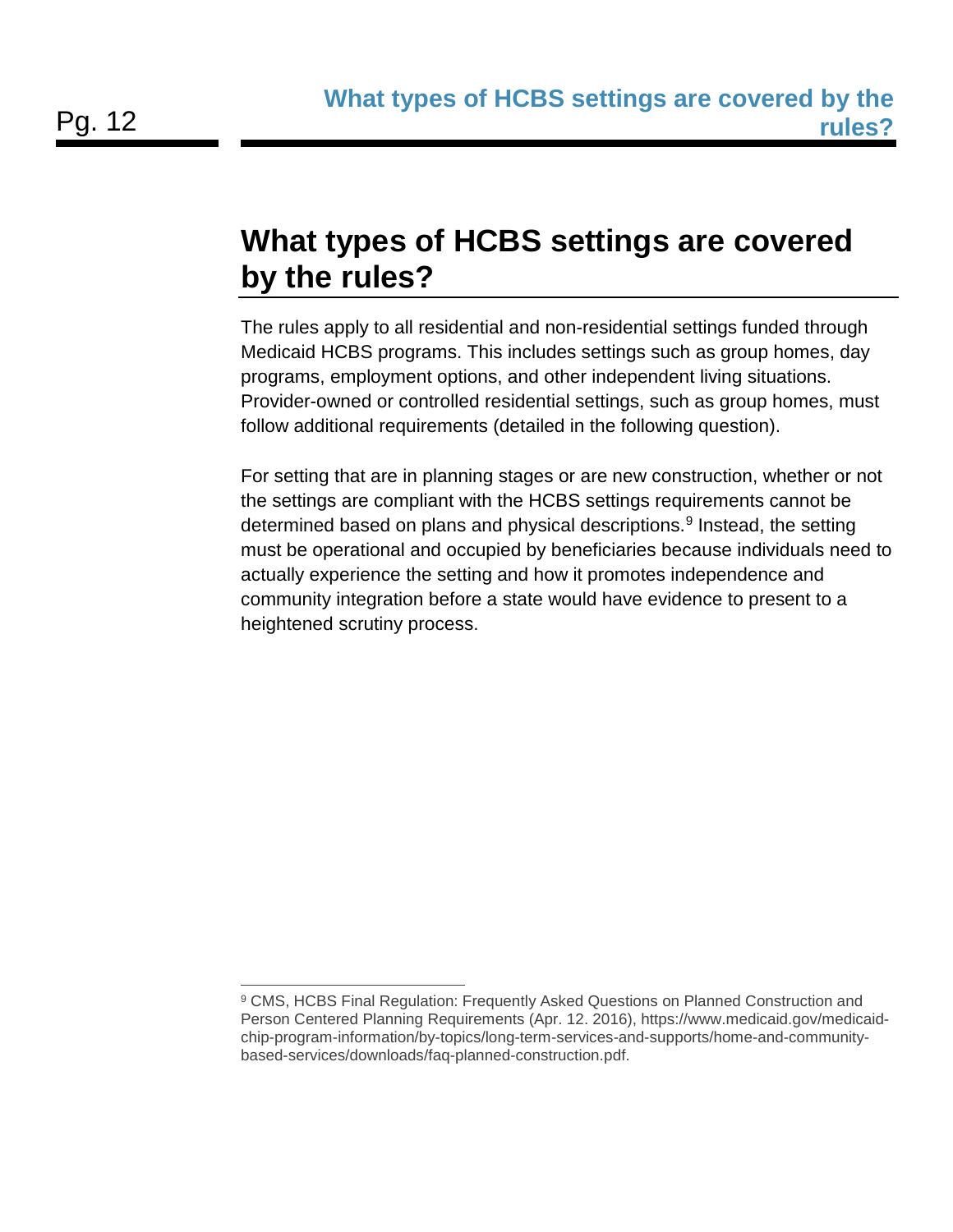## What types of HCBS settings are covered by the rules?

The rules apply to all residential and non-residential settings funded through Medicaid HCBS programs. This includes settings such as group homes, day programs, employment options, and other independent living situations. Provider-owned or controlled residential settings, such as group homes, must follow additional requirements (detailed in the following question).

For setting that are in planning stages or are new construction, whether or not the settings are compliant with the HCBS settings requirements cannot be determined based on plans and physical descriptions.[9] Instead, the setting must be operational and occupied by beneficiaries because individuals need to actually experience the setting and how it promotes independence and community integration before a state would have evidence to present to a heightened scrutiny process.

---

[9] CMS, HCBS Final Regulation: Frequently Asked Questions on Planned Construction and Person Centered Planning Requirements (Apr. 12. 2016), https://www.medicaid.gov/medicaid-chip-program-information/by-topics/long-term-services-and-supports/home-and-community-based-services/downloads/faq-planned-construction.pdf.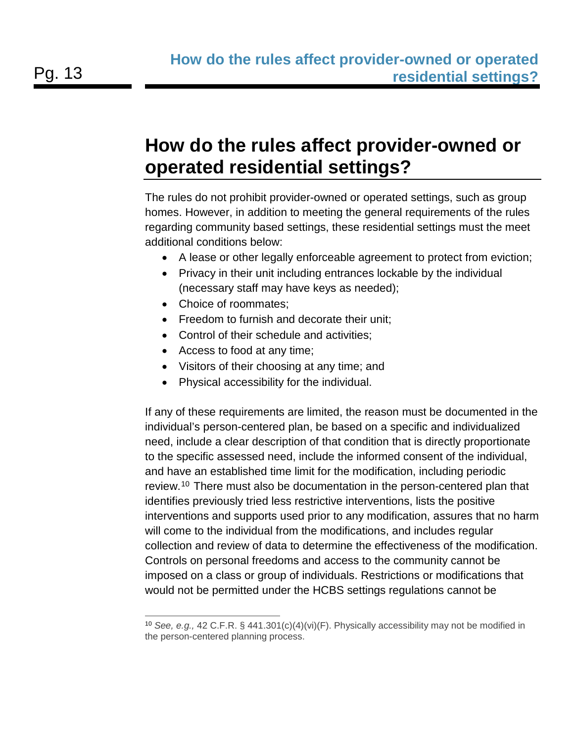## How do the rules affect provider-owned or operated residential settings?

The rules do not prohibit provider-owned or operated settings, such as group homes. However, in addition to meeting the general requirements of the rules regarding community based settings, these residential settings must the meet additional conditions below:

- A lease or other legally enforceable agreement to protect from eviction;
- Privacy in their unit including entrances lockable by the individual (necessary staff may have keys as needed);
- Choice of roommates;
- Freedom to furnish and decorate their unit;
- Control of their schedule and activities;
- Access to food at any time;
- Visitors of their choosing at any time; and
- Physical accessibility for the individual.

If any of these requirements are limited, the reason must be documented in the individual's person-centered plan, be based on a specific and individualized need, include a clear description of that condition that is directly proportionate to the specific assessed need, include the informed consent of the individual, and have an established time limit for the modification, including periodic review.[10] There must also be documentation in the person-centered plan that identifies previously tried less restrictive interventions, lists the positive interventions and supports used prior to any modification, assures that no harm will come to the individual from the modifications, and includes regular collection and review of data to determine the effectiveness of the modification. Controls on personal freedoms and access to the community cannot be imposed on a class or group of individuals. Restrictions or modifications that would not be permitted under the HCBS settings regulations cannot be

---

[10] *See, e.g.,* 42 C.F.R. § 441.301(c)(4)(vi)(F). Physically accessibility may not be modified in the person-centered planning process.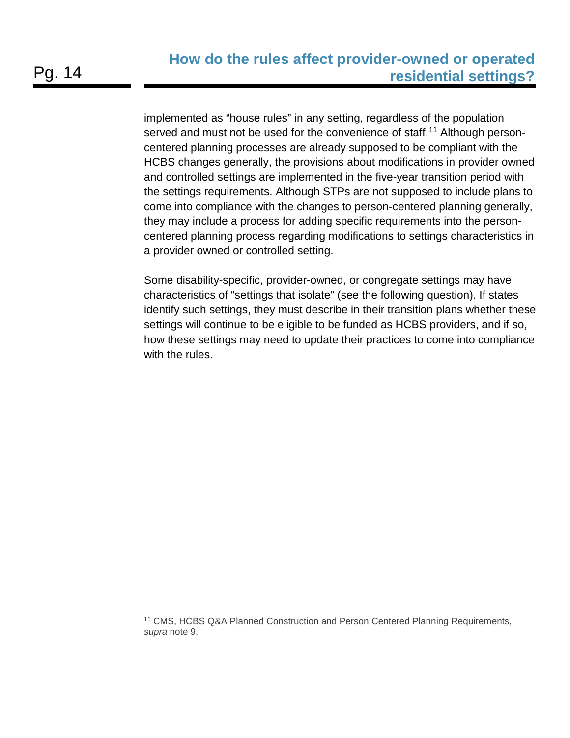implemented as "house rules" in any setting, regardless of the population served and must not be used for the convenience of staff.[11] Although person-centered planning processes are already supposed to be compliant with the HCBS changes generally, the provisions about modifications in provider owned and controlled settings are implemented in the five-year transition period with the settings requirements. Although STPs are not supposed to include plans to come into compliance with the changes to person-centered planning generally, they may include a process for adding specific requirements into the person-centered planning process regarding modifications to settings characteristics in a provider owned or controlled setting.

Some disability-specific, provider-owned, or congregate settings may have characteristics of "settings that isolate" (see the following question). If states identify such settings, they must describe in their transition plans whether these settings will continue to be eligible to be funded as HCBS providers, and if so, how these settings may need to update their practices to come into compliance with the rules.

[11] CMS, HCBS Q&A Planned Construction and Person Centered Planning Requirements, *supra* note 9.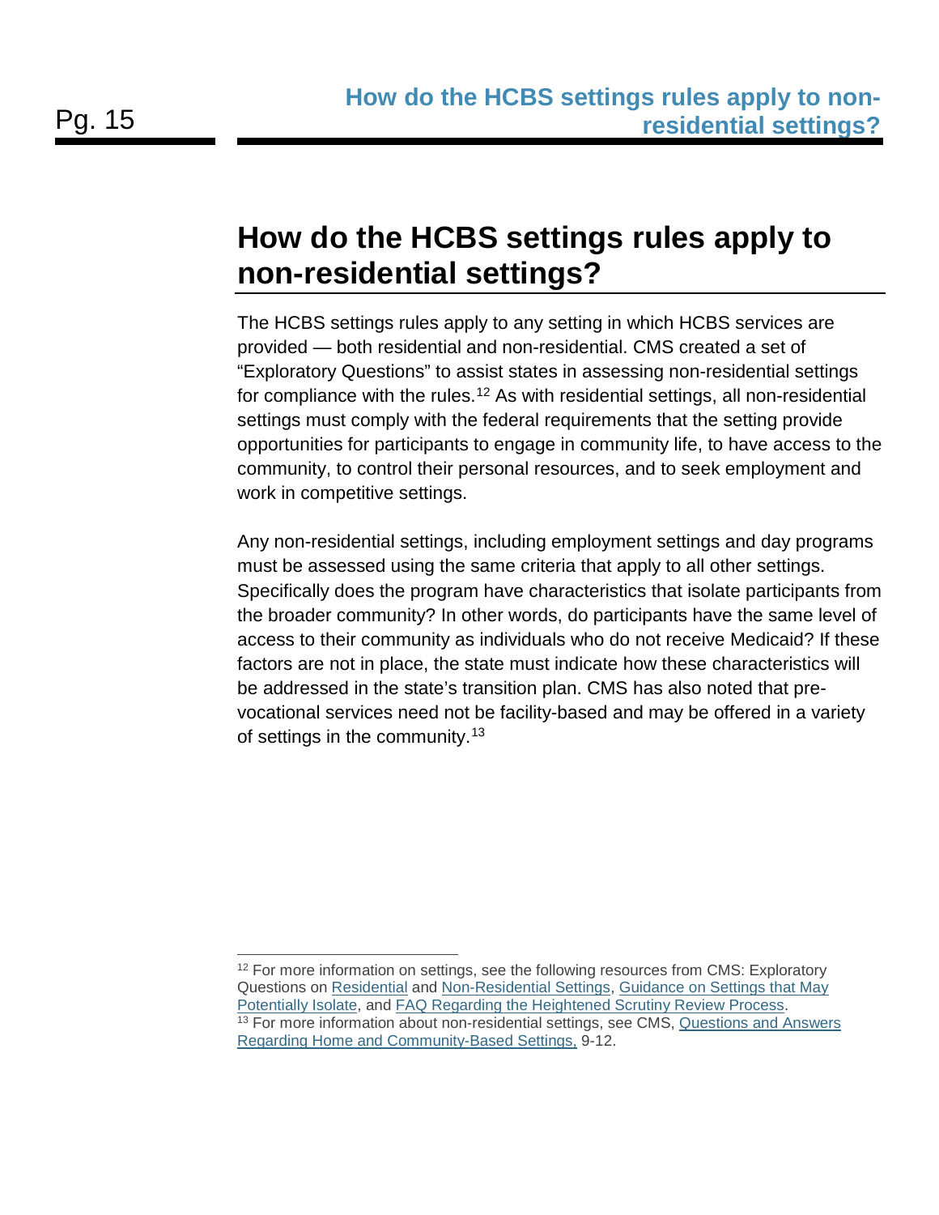# How do the HCBS settings rules apply to non-residential settings?

The HCBS settings rules apply to any setting in which HCBS services are provided — both residential and non-residential. CMS created a set of "Exploratory Questions" to assist states in assessing non-residential settings for compliance with the rules.[12] As with residential settings, all non-residential settings must comply with the federal requirements that the setting provide opportunities for participants to engage in community life, to have access to the community, to control their personal resources, and to seek employment and work in competitive settings.

Any non-residential settings, including employment settings and day programs must be assessed using the same criteria that apply to all other settings. Specifically does the program have characteristics that isolate participants from the broader community? In other words, do participants have the same level of access to their community as individuals who do not receive Medicaid? If these factors are not in place, the state must indicate how these characteristics will be addressed in the state's transition plan. CMS has also noted that pre-vocational services need not be facility-based and may be offered in a variety of settings in the community.[13]

---

[12] For more information on settings, see the following resources from CMS: Exploratory Questions on Residential and Non-Residential Settings, Guidance on Settings that May Potentially Isolate, and FAQ Regarding the Heightened Scrutiny Review Process.

[13] For more information about non-residential settings, see CMS, Questions and Answers Regarding Home and Community-Based Settings, 9-12.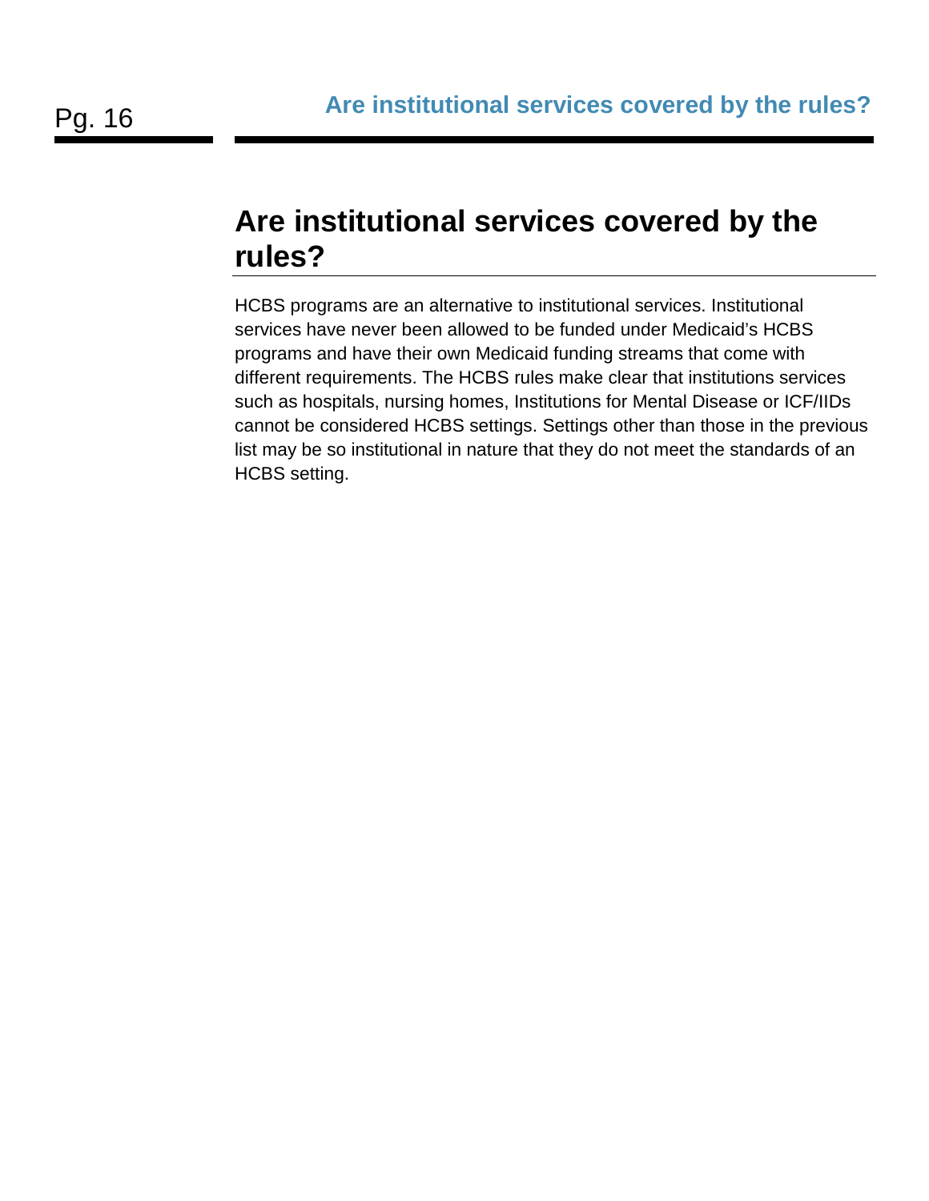## Are institutional services covered by the rules?

HCBS programs are an alternative to institutional services. Institutional services have never been allowed to be funded under Medicaid's HCBS programs and have their own Medicaid funding streams that come with different requirements. The HCBS rules make clear that institutions services such as hospitals, nursing homes, Institutions for Mental Disease or ICF/IIDs cannot be considered HCBS settings. Settings other than those in the previous list may be so institutional in nature that they do not meet the standards of an HCBS setting.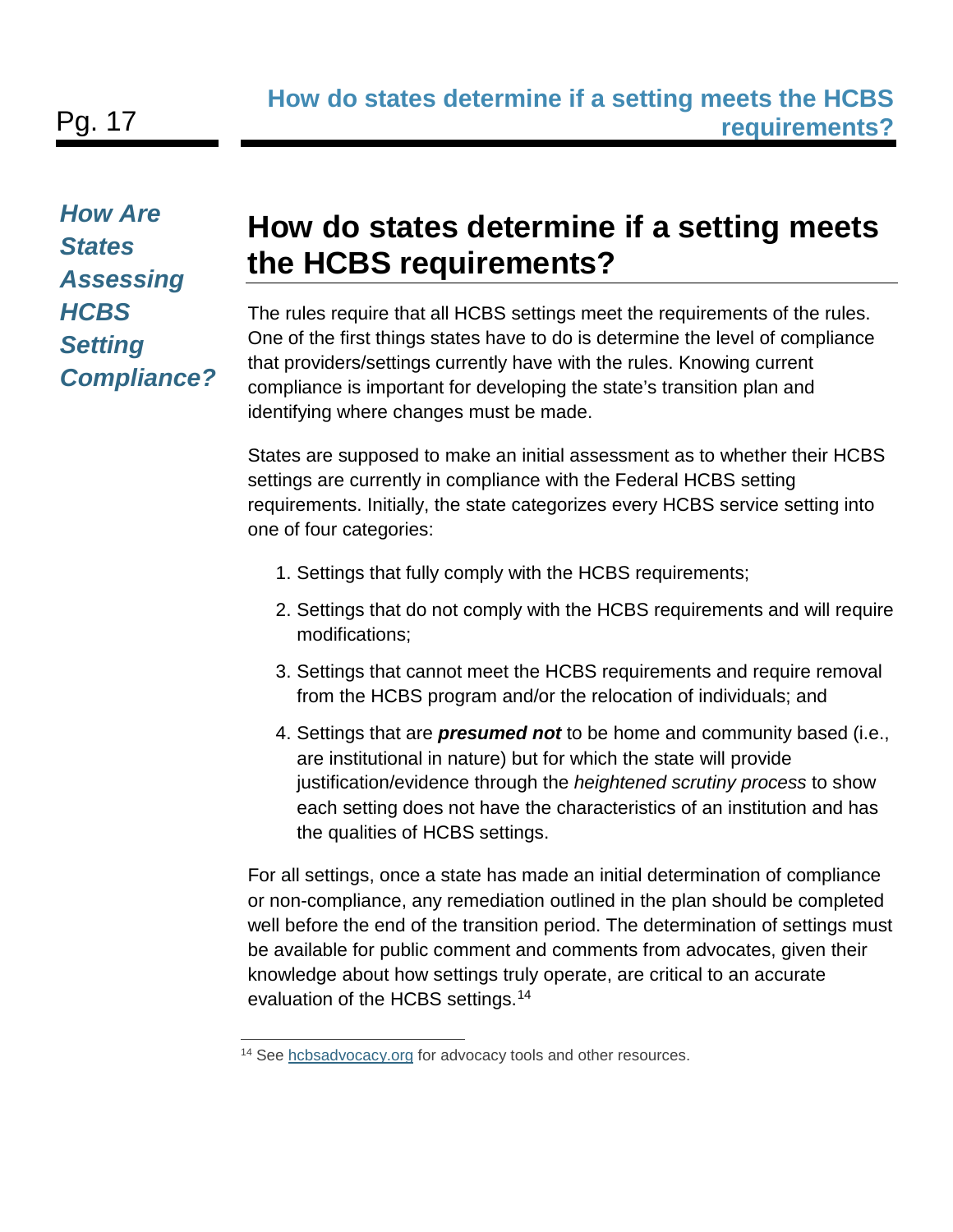*How Are States Assessing HCBS Setting Compliance?*

# How do states determine if a setting meets the HCBS requirements?

The rules require that all HCBS settings meet the requirements of the rules. One of the first things states have to do is determine the level of compliance that providers/settings currently have with the rules. Knowing current compliance is important for developing the state's transition plan and identifying where changes must be made.

States are supposed to make an initial assessment as to whether their HCBS settings are currently in compliance with the Federal HCBS setting requirements. Initially, the state categorizes every HCBS service setting into one of four categories:

1. Settings that fully comply with the HCBS requirements;
2. Settings that do not comply with the HCBS requirements and will require modifications;
3. Settings that cannot meet the HCBS requirements and require removal from the HCBS program and/or the relocation of individuals; and
4. Settings that are ***presumed not*** to be home and community based (i.e., are institutional in nature) but for which the state will provide justification/evidence through the *heightened scrutiny process* to show each setting does not have the characteristics of an institution and has the qualities of HCBS settings.

For all settings, once a state has made an initial determination of compliance or non-compliance, any remediation outlined in the plan should be completed well before the end of the transition period. The determination of settings must be available for public comment and comments from advocates, given their knowledge about how settings truly operate, are critical to an accurate evaluation of the HCBS settings.[14]

[14] See hcbsadvocacy.org for advocacy tools and other resources.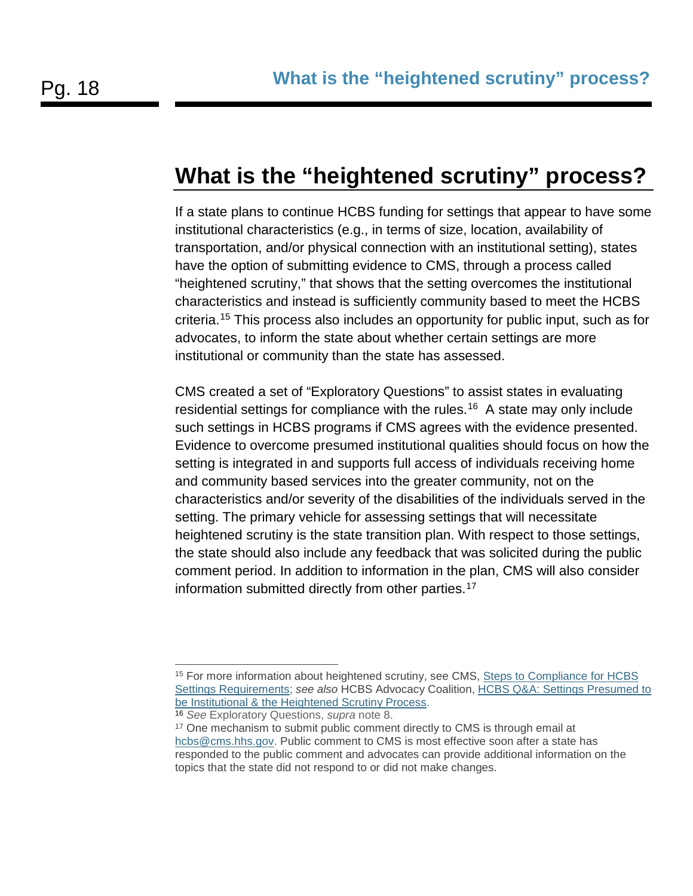# What is the "heightened scrutiny" process?

If a state plans to continue HCBS funding for settings that appear to have some institutional characteristics (e.g., in terms of size, location, availability of transportation, and/or physical connection with an institutional setting), states have the option of submitting evidence to CMS, through a process called "heightened scrutiny," that shows that the setting overcomes the institutional characteristics and instead is sufficiently community based to meet the HCBS criteria.[15] This process also includes an opportunity for public input, such as for advocates, to inform the state about whether certain settings are more institutional or community than the state has assessed.

CMS created a set of "Exploratory Questions" to assist states in evaluating residential settings for compliance with the rules.[16] A state may only include such settings in HCBS programs if CMS agrees with the evidence presented. Evidence to overcome presumed institutional qualities should focus on how the setting is integrated in and supports full access of individuals receiving home and community based services into the greater community, not on the characteristics and/or severity of the disabilities of the individuals served in the setting. The primary vehicle for assessing settings that will necessitate heightened scrutiny is the state transition plan. With respect to those settings, the state should also include any feedback that was solicited during the public comment period. In addition to information in the plan, CMS will also consider information submitted directly from other parties.[17]

---

[15] For more information about heightened scrutiny, see CMS, Steps to Compliance for HCBS Settings Requirements; *see also* HCBS Advocacy Coalition, HCBS Q&A: Settings Presumed to be Institutional & the Heightened Scrutiny Process.

[16] *See* Exploratory Questions, *supra* note 8.

[17] One mechanism to submit public comment directly to CMS is through email at hcbs@cms.hhs.gov. Public comment to CMS is most effective soon after a state has responded to the public comment and advocates can provide additional information on the topics that the state did not respond to or did not make changes.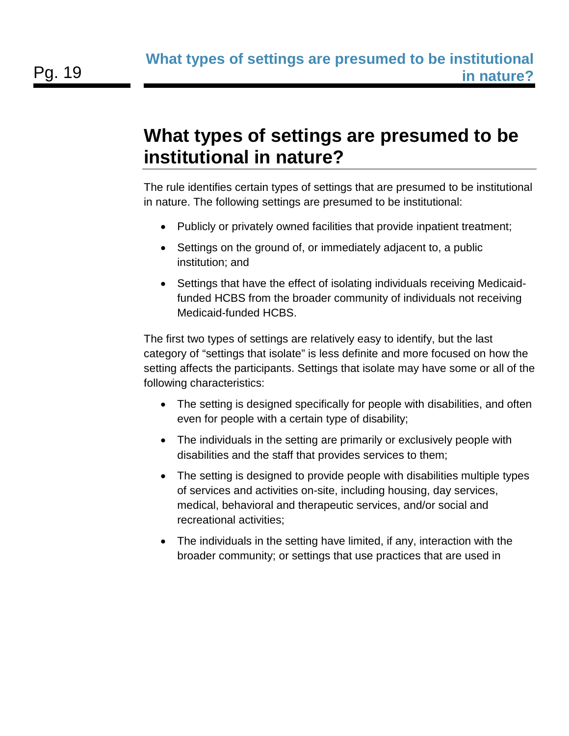# What types of settings are presumed to be institutional in nature?

The rule identifies certain types of settings that are presumed to be institutional in nature. The following settings are presumed to be institutional:

- Publicly or privately owned facilities that provide inpatient treatment;
- Settings on the ground of, or immediately adjacent to, a public institution; and
- Settings that have the effect of isolating individuals receiving Medicaid-funded HCBS from the broader community of individuals not receiving Medicaid-funded HCBS.

The first two types of settings are relatively easy to identify, but the last category of "settings that isolate" is less definite and more focused on how the setting affects the participants. Settings that isolate may have some or all of the following characteristics:

- The setting is designed specifically for people with disabilities, and often even for people with a certain type of disability;
- The individuals in the setting are primarily or exclusively people with disabilities and the staff that provides services to them;
- The setting is designed to provide people with disabilities multiple types of services and activities on-site, including housing, day services, medical, behavioral and therapeutic services, and/or social and recreational activities;
- The individuals in the setting have limited, if any, interaction with the broader community; or settings that use practices that are used in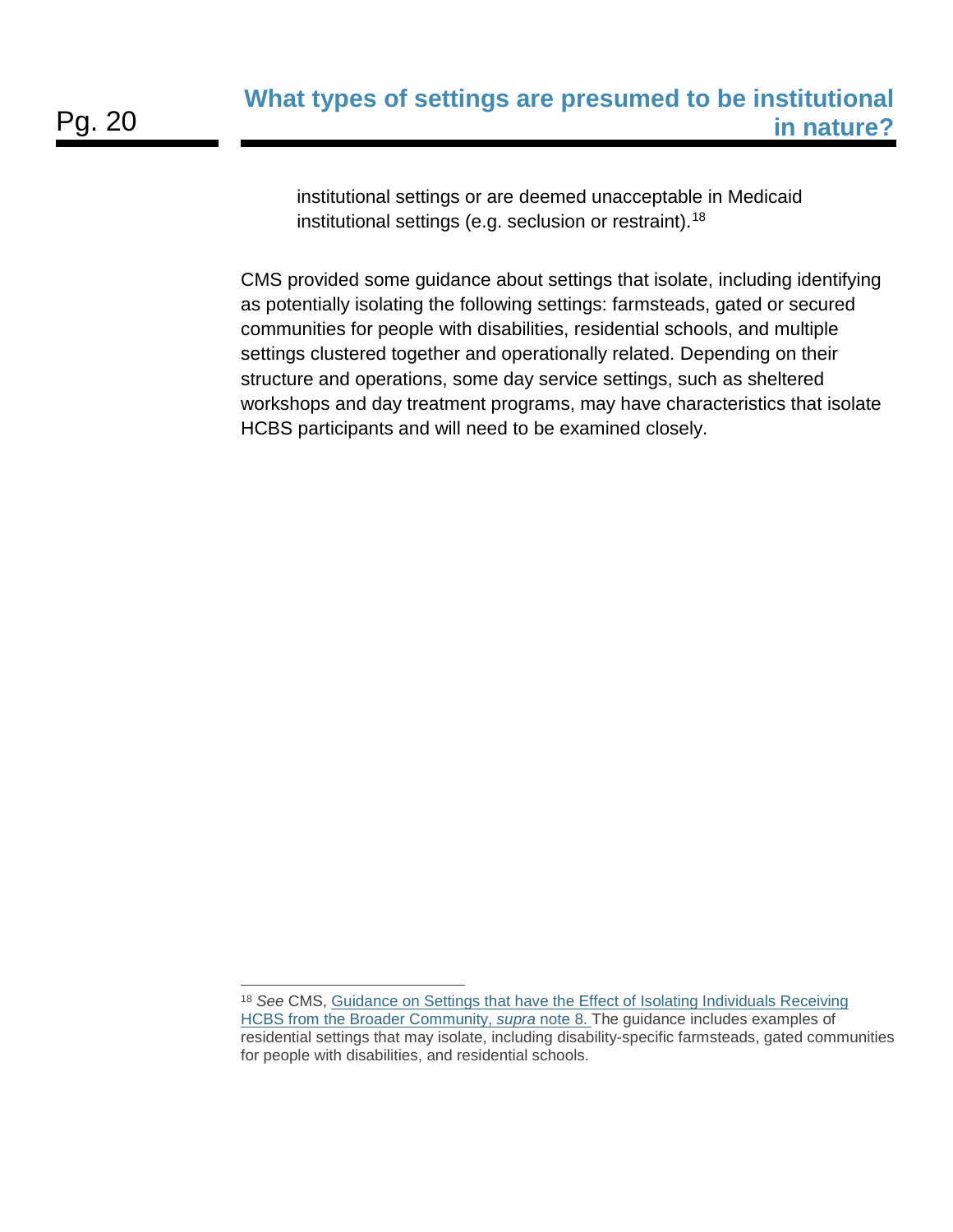institutional settings or are deemed unacceptable in Medicaid institutional settings (e.g. seclusion or restraint).[18]

CMS provided some guidance about settings that isolate, including identifying as potentially isolating the following settings: farmsteads, gated or secured communities for people with disabilities, residential schools, and multiple settings clustered together and operationally related. Depending on their structure and operations, some day service settings, such as sheltered workshops and day treatment programs, may have characteristics that isolate HCBS participants and will need to be examined closely.

---

[18] *See* CMS, Guidance on Settings that have the Effect of Isolating Individuals Receiving HCBS from the Broader Community, *supra* note 8. The guidance includes examples of residential settings that may isolate, including disability-specific farmsteads, gated communities for people with disabilities, and residential schools.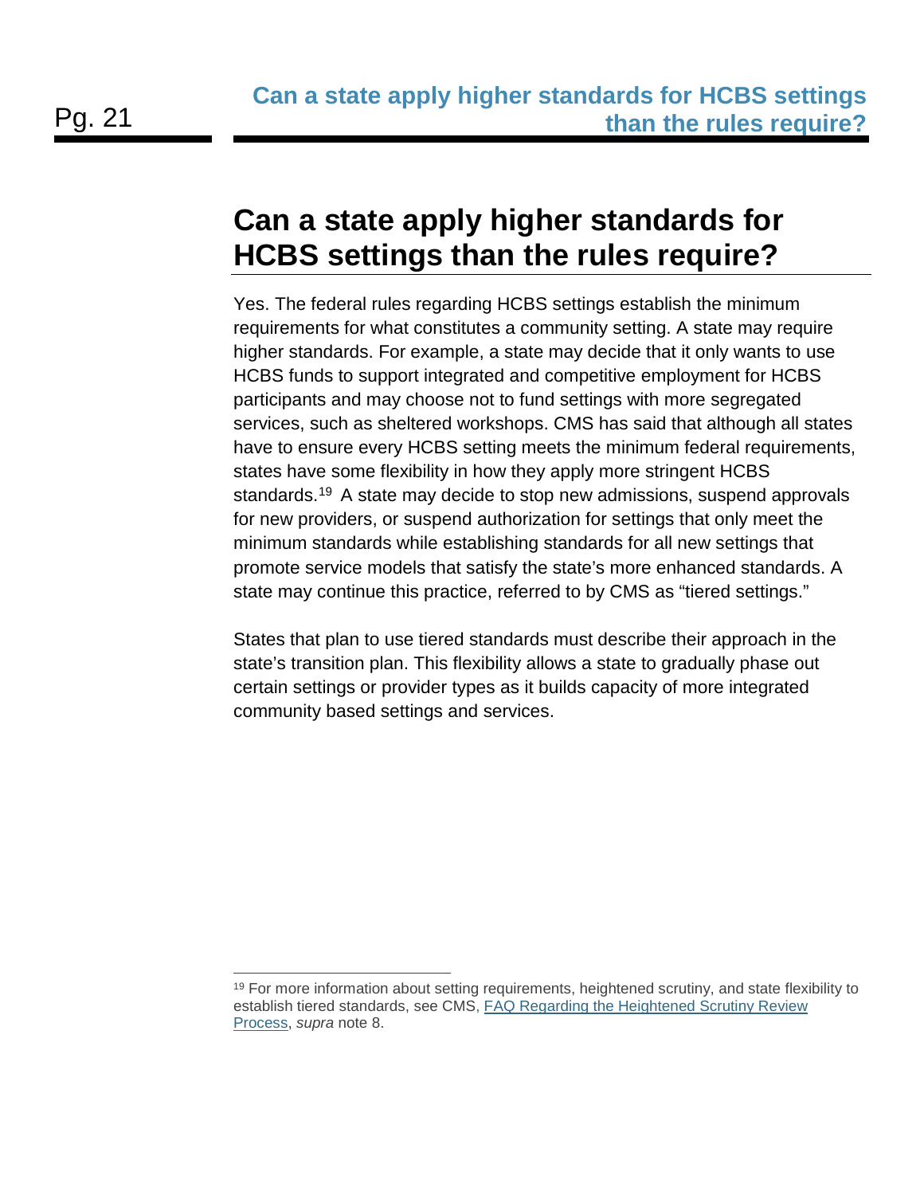# Can a state apply higher standards for HCBS settings than the rules require?

Yes. The federal rules regarding HCBS settings establish the minimum requirements for what constitutes a community setting. A state may require higher standards. For example, a state may decide that it only wants to use HCBS funds to support integrated and competitive employment for HCBS participants and may choose not to fund settings with more segregated services, such as sheltered workshops. CMS has said that although all states have to ensure every HCBS setting meets the minimum federal requirements, states have some flexibility in how they apply more stringent HCBS standards.[19] A state may decide to stop new admissions, suspend approvals for new providers, or suspend authorization for settings that only meet the minimum standards while establishing standards for all new settings that promote service models that satisfy the state's more enhanced standards. A state may continue this practice, referred to by CMS as "tiered settings."

States that plan to use tiered standards must describe their approach in the state's transition plan. This flexibility allows a state to gradually phase out certain settings or provider types as it builds capacity of more integrated community based settings and services.

---

[19] For more information about setting requirements, heightened scrutiny, and state flexibility to establish tiered standards, see CMS, FAQ Regarding the Heightened Scrutiny Review Process, *supra* note 8.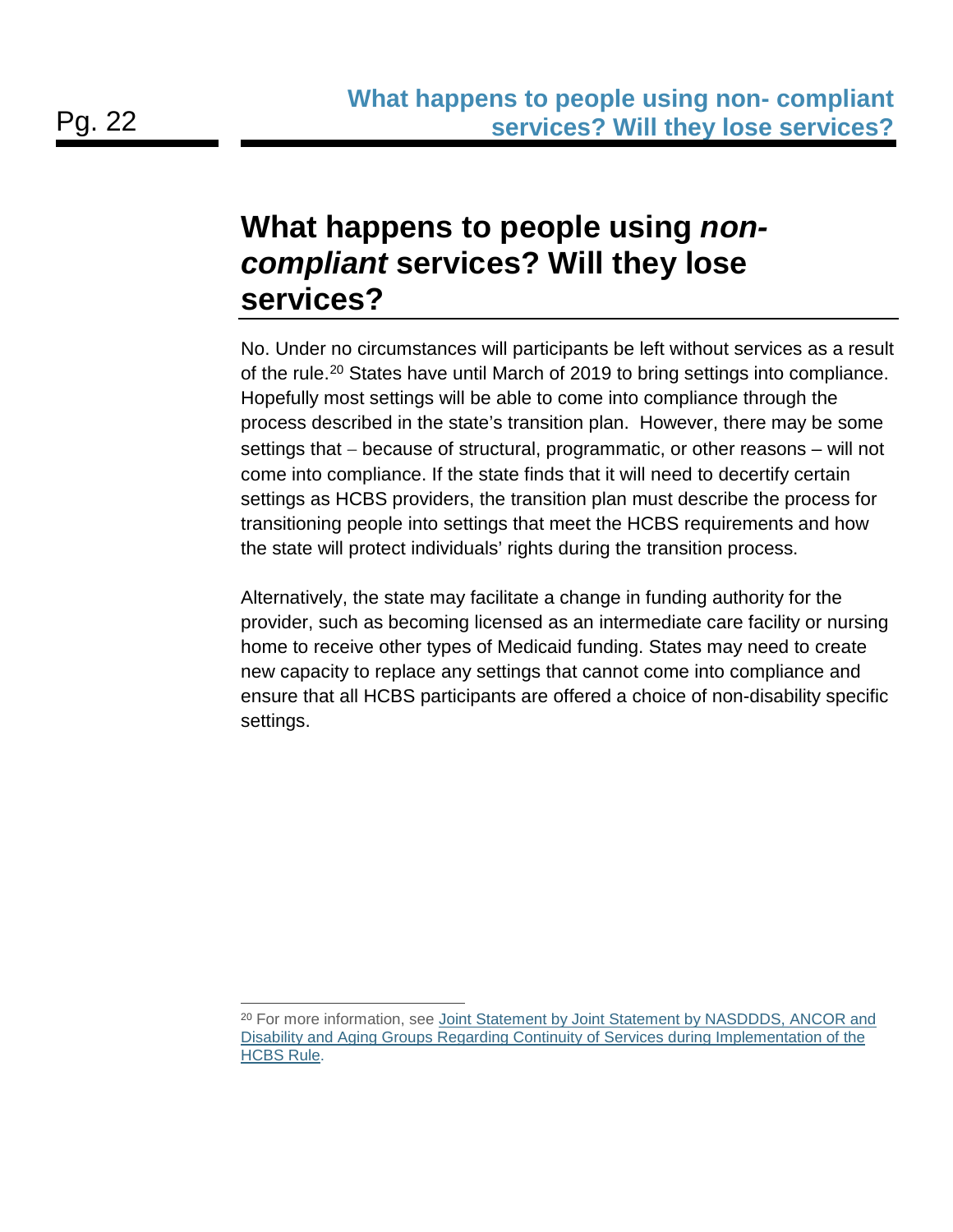# What happens to people using *non-compliant* services? Will they lose services?

No. Under no circumstances will participants be left without services as a result of the rule.[20] States have until March of 2019 to bring settings into compliance. Hopefully most settings will be able to come into compliance through the process described in the state's transition plan. However, there may be some settings that – because of structural, programmatic, or other reasons – will not come into compliance. If the state finds that it will need to decertify certain settings as HCBS providers, the transition plan must describe the process for transitioning people into settings that meet the HCBS requirements and how the state will protect individuals' rights during the transition process.

Alternatively, the state may facilitate a change in funding authority for the provider, such as becoming licensed as an intermediate care facility or nursing home to receive other types of Medicaid funding. States may need to create new capacity to replace any settings that cannot come into compliance and ensure that all HCBS participants are offered a choice of non-disability specific settings.

---

[20] For more information, see Joint Statement by Joint Statement by NASDDDS, ANCOR and Disability and Aging Groups Regarding Continuity of Services during Implementation of the HCBS Rule.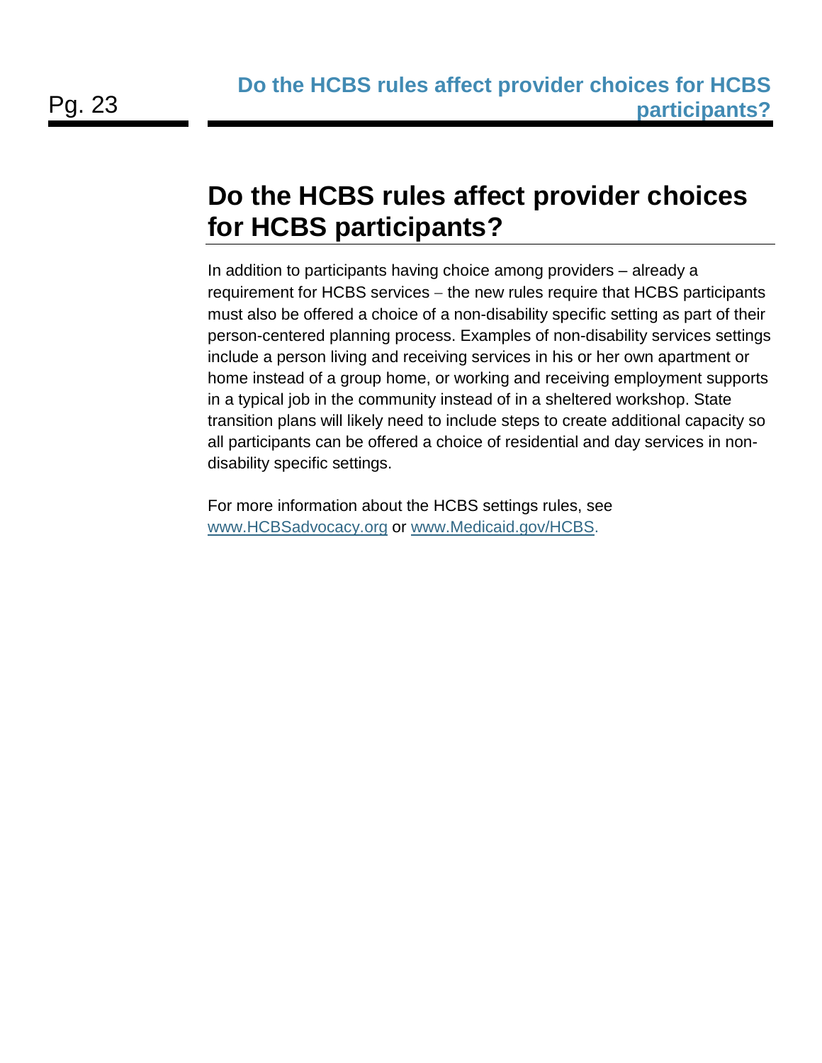# Do the HCBS rules affect provider choices for HCBS participants?

In addition to participants having choice among providers – already a requirement for HCBS services – the new rules require that HCBS participants must also be offered a choice of a non-disability specific setting as part of their person-centered planning process. Examples of non-disability services settings include a person living and receiving services in his or her own apartment or home instead of a group home, or working and receiving employment supports in a typical job in the community instead of in a sheltered workshop. State transition plans will likely need to include steps to create additional capacity so all participants can be offered a choice of residential and day services in non-disability specific settings.

For more information about the HCBS settings rules, see [www.HCBSadvocacy.org](http://www.HCBSadvocacy.org) or [www.Medicaid.gov/HCBS](http://www.Medicaid.gov/HCBS).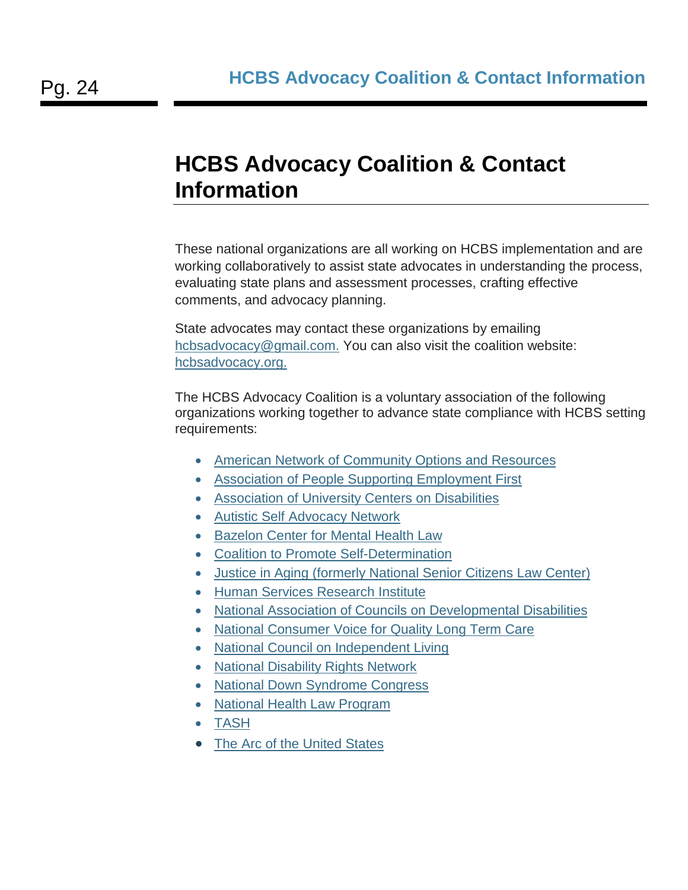# HCBS Advocacy Coalition & Contact Information

These national organizations are all working on HCBS implementation and are working collaboratively to assist state advocates in understanding the process, evaluating state plans and assessment processes, crafting effective comments, and advocacy planning.

State advocates may contact these organizations by emailing hcbsadvocacy@gmail.com. You can also visit the coalition website: hcbsadvocacy.org.

The HCBS Advocacy Coalition is a voluntary association of the following organizations working together to advance state compliance with HCBS setting requirements:

- American Network of Community Options and Resources
- Association of People Supporting Employment First
- Association of University Centers on Disabilities
- Autistic Self Advocacy Network
- Bazelon Center for Mental Health Law
- Coalition to Promote Self-Determination
- Justice in Aging (formerly National Senior Citizens Law Center)
- Human Services Research Institute
- National Association of Councils on Developmental Disabilities
- National Consumer Voice for Quality Long Term Care
- National Council on Independent Living
- National Disability Rights Network
- National Down Syndrome Congress
- National Health Law Program
- TASH
- The Arc of the United States